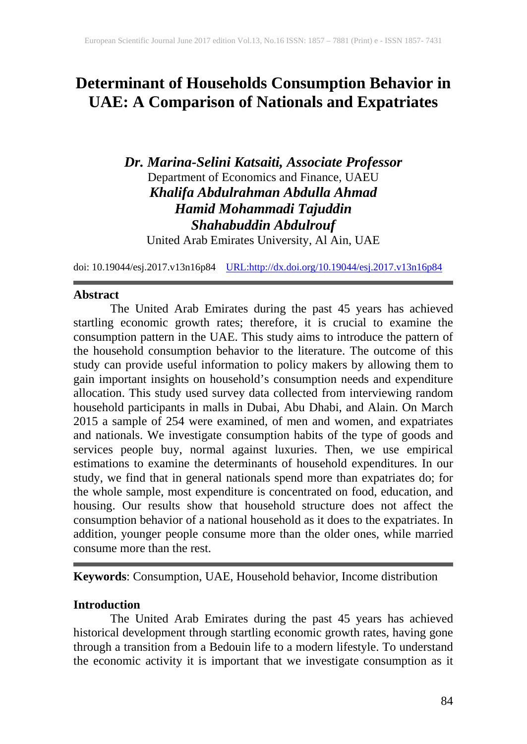# Determinant of Households Consumption Behavior in UAE: A Comparison of Nationals and Expatriates

***Dr. Marina-Selini Katsaiti, Associate Professor***
Department of Economics and Finance, UAEU
***Khalifa Abdulrahman Abdulla Ahmad***
***Hamid Mohammadi Tajuddin***
***Shahabuddin Abdulrouf***
United Arab Emirates University, Al Ain, UAE

doi: 10.19044/esj.2017.v13n16p84 URL:http://dx.doi.org/10.19044/esj.2017.v13n16p84

## Abstract

The United Arab Emirates during the past 45 years has achieved startling economic growth rates; therefore, it is crucial to examine the consumption pattern in the UAE. This study aims to introduce the pattern of the household consumption behavior to the literature. The outcome of this study can provide useful information to policy makers by allowing them to gain important insights on household's consumption needs and expenditure allocation. This study used survey data collected from interviewing random household participants in malls in Dubai, Abu Dhabi, and Alain. On March 2015 a sample of 254 were examined, of men and women, and expatriates and nationals. We investigate consumption habits of the type of goods and services people buy, normal against luxuries. Then, we use empirical estimations to examine the determinants of household expenditures. In our study, we find that in general nationals spend more than expatriates do; for the whole sample, most expenditure is concentrated on food, education, and housing. Our results show that household structure does not affect the consumption behavior of a national household as it does to the expatriates. In addition, younger people consume more than the older ones, while married consume more than the rest.

**Keywords**: Consumption, UAE, Household behavior, Income distribution

## Introduction

The United Arab Emirates during the past 45 years has achieved historical development through startling economic growth rates, having gone through a transition from a Bedouin life to a modern lifestyle. To understand the economic activity it is important that we investigate consumption as it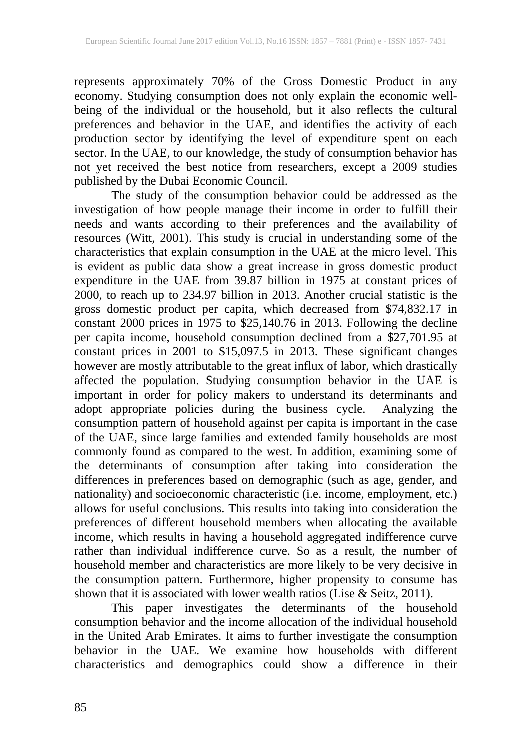represents approximately 70% of the Gross Domestic Product in any economy. Studying consumption does not only explain the economic well-being of the individual or the household, but it also reflects the cultural preferences and behavior in the UAE, and identifies the activity of each production sector by identifying the level of expenditure spent on each sector. In the UAE, to our knowledge, the study of consumption behavior has not yet received the best notice from researchers, except a 2009 studies published by the Dubai Economic Council.

The study of the consumption behavior could be addressed as the investigation of how people manage their income in order to fulfill their needs and wants according to their preferences and the availability of resources (Witt, 2001). This study is crucial in understanding some of the characteristics that explain consumption in the UAE at the micro level. This is evident as public data show a great increase in gross domestic product expenditure in the UAE from 39.87 billion in 1975 at constant prices of 2000, to reach up to 234.97 billion in 2013. Another crucial statistic is the gross domestic product per capita, which decreased from $74,832.17 in constant 2000 prices in 1975 to $25,140.76 in 2013. Following the decline per capita income, household consumption declined from a $27,701.95 at constant prices in 2001 to $15,097.5 in 2013. These significant changes however are mostly attributable to the great influx of labor, which drastically affected the population. Studying consumption behavior in the UAE is important in order for policy makers to understand its determinants and adopt appropriate policies during the business cycle. Analyzing the consumption pattern of household against per capita is important in the case of the UAE, since large families and extended family households are most commonly found as compared to the west. In addition, examining some of the determinants of consumption after taking into consideration the differences in preferences based on demographic (such as age, gender, and nationality) and socioeconomic characteristic (i.e. income, employment, etc.) allows for useful conclusions. This results into taking into consideration the preferences of different household members when allocating the available income, which results in having a household aggregated indifference curve rather than individual indifference curve. So as a result, the number of household member and characteristics are more likely to be very decisive in the consumption pattern. Furthermore, higher propensity to consume has shown that it is associated with lower wealth ratios (Lise & Seitz, 2011).

This paper investigates the determinants of the household consumption behavior and the income allocation of the individual household in the United Arab Emirates. It aims to further investigate the consumption behavior in the UAE. We examine how households with different characteristics and demographics could show a difference in their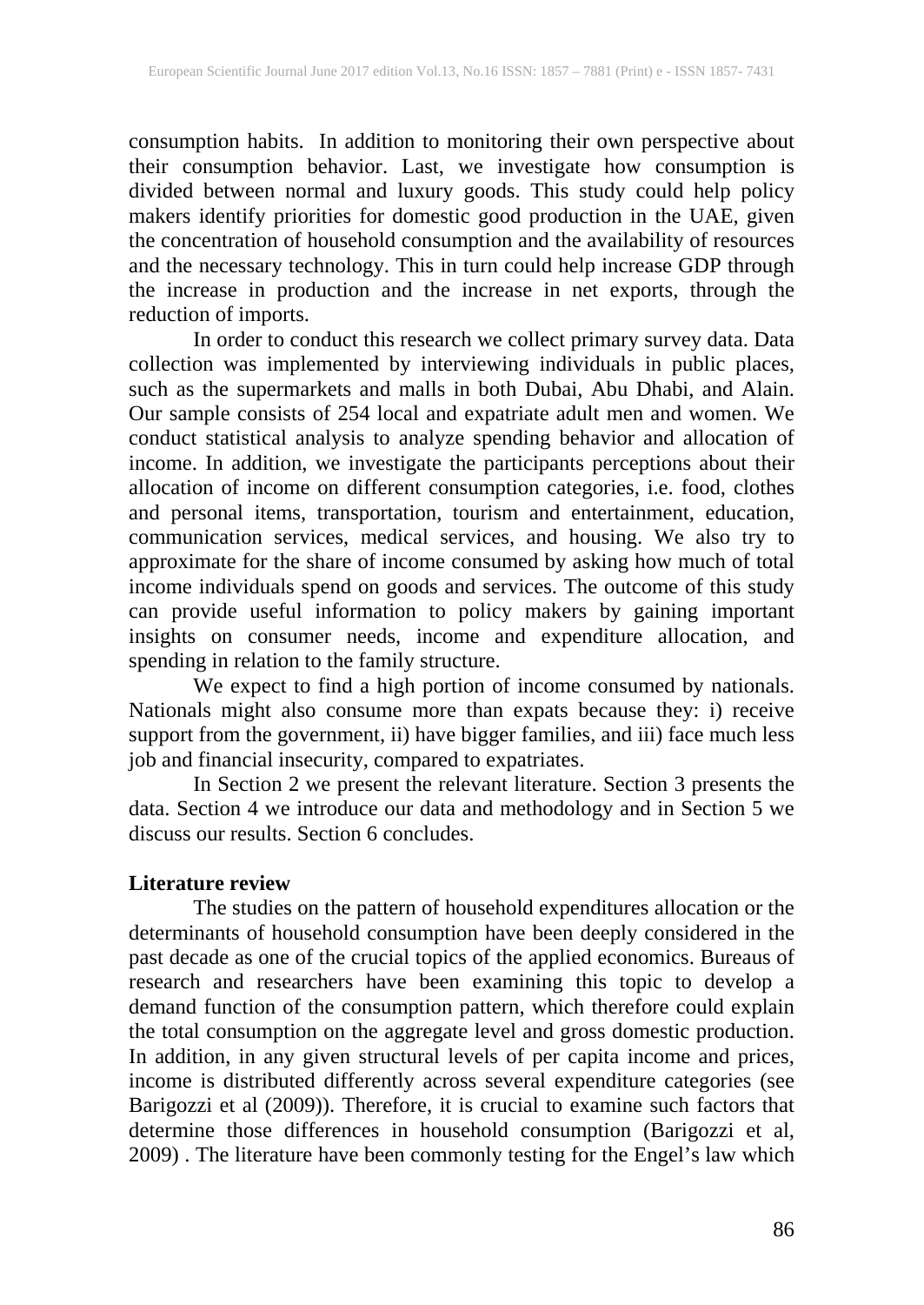consumption habits. In addition to monitoring their own perspective about their consumption behavior. Last, we investigate how consumption is divided between normal and luxury goods. This study could help policy makers identify priorities for domestic good production in the UAE, given the concentration of household consumption and the availability of resources and the necessary technology. This in turn could help increase GDP through the increase in production and the increase in net exports, through the reduction of imports.

In order to conduct this research we collect primary survey data. Data collection was implemented by interviewing individuals in public places, such as the supermarkets and malls in both Dubai, Abu Dhabi, and Alain. Our sample consists of 254 local and expatriate adult men and women. We conduct statistical analysis to analyze spending behavior and allocation of income. In addition, we investigate the participants perceptions about their allocation of income on different consumption categories, i.e. food, clothes and personal items, transportation, tourism and entertainment, education, communication services, medical services, and housing. We also try to approximate for the share of income consumed by asking how much of total income individuals spend on goods and services. The outcome of this study can provide useful information to policy makers by gaining important insights on consumer needs, income and expenditure allocation, and spending in relation to the family structure.

We expect to find a high portion of income consumed by nationals. Nationals might also consume more than expats because they: i) receive support from the government, ii) have bigger families, and iii) face much less job and financial insecurity, compared to expatriates.

In Section 2 we present the relevant literature. Section 3 presents the data. Section 4 we introduce our data and methodology and in Section 5 we discuss our results. Section 6 concludes.

## Literature review

The studies on the pattern of household expenditures allocation or the determinants of household consumption have been deeply considered in the past decade as one of the crucial topics of the applied economics. Bureaus of research and researchers have been examining this topic to develop a demand function of the consumption pattern, which therefore could explain the total consumption on the aggregate level and gross domestic production. In addition, in any given structural levels of per capita income and prices, income is distributed differently across several expenditure categories (see Barigozzi et al (2009)). Therefore, it is crucial to examine such factors that determine those differences in household consumption (Barigozzi et al, 2009) . The literature have been commonly testing for the Engel's law which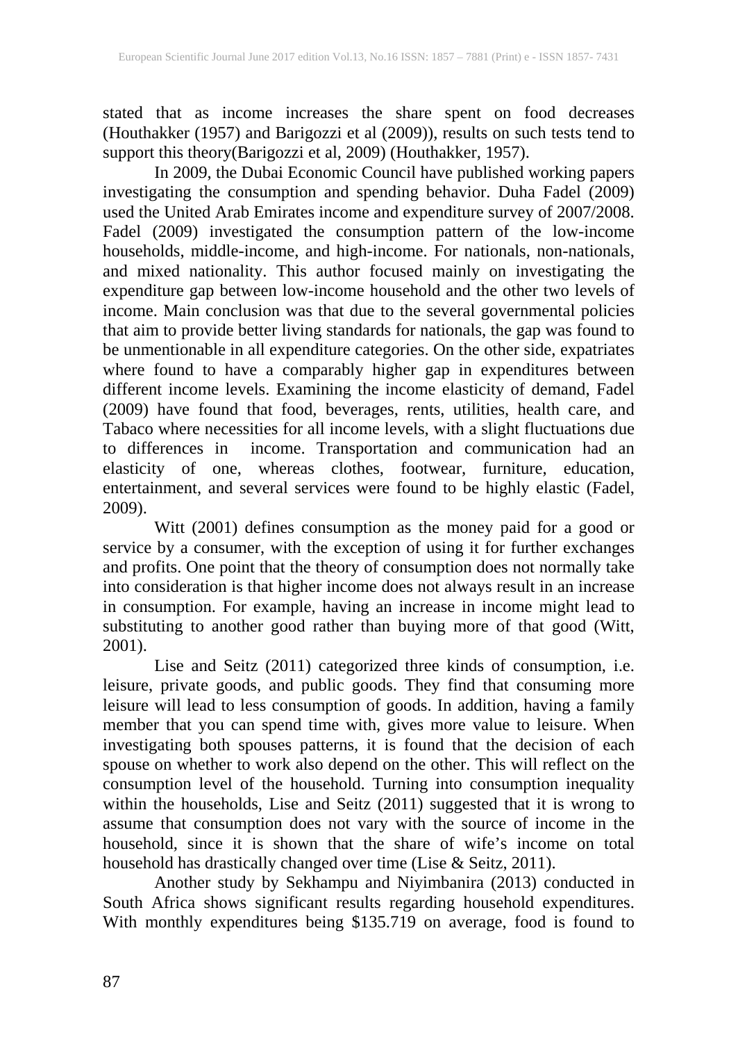stated that as income increases the share spent on food decreases (Houthakker (1957) and Barigozzi et al (2009)), results on such tests tend to support this theory(Barigozzi et al, 2009) (Houthakker, 1957).

In 2009, the Dubai Economic Council have published working papers investigating the consumption and spending behavior. Duha Fadel (2009) used the United Arab Emirates income and expenditure survey of 2007/2008. Fadel (2009) investigated the consumption pattern of the low-income households, middle-income, and high-income. For nationals, non-nationals, and mixed nationality. This author focused mainly on investigating the expenditure gap between low-income household and the other two levels of income. Main conclusion was that due to the several governmental policies that aim to provide better living standards for nationals, the gap was found to be unmentionable in all expenditure categories. On the other side, expatriates where found to have a comparably higher gap in expenditures between different income levels. Examining the income elasticity of demand, Fadel (2009) have found that food, beverages, rents, utilities, health care, and Tabaco where necessities for all income levels, with a slight fluctuations due to differences in income. Transportation and communication had an elasticity of one, whereas clothes, footwear, furniture, education, entertainment, and several services were found to be highly elastic (Fadel, 2009).

Witt (2001) defines consumption as the money paid for a good or service by a consumer, with the exception of using it for further exchanges and profits. One point that the theory of consumption does not normally take into consideration is that higher income does not always result in an increase in consumption. For example, having an increase in income might lead to substituting to another good rather than buying more of that good (Witt, 2001).

Lise and Seitz (2011) categorized three kinds of consumption, i.e. leisure, private goods, and public goods. They find that consuming more leisure will lead to less consumption of goods. In addition, having a family member that you can spend time with, gives more value to leisure. When investigating both spouses patterns, it is found that the decision of each spouse on whether to work also depend on the other. This will reflect on the consumption level of the household. Turning into consumption inequality within the households, Lise and Seitz (2011) suggested that it is wrong to assume that consumption does not vary with the source of income in the household, since it is shown that the share of wife's income on total household has drastically changed over time (Lise & Seitz, 2011).

Another study by Sekhampu and Niyimbanira (2013) conducted in South Africa shows significant results regarding household expenditures. With monthly expenditures being $135.719 on average, food is found to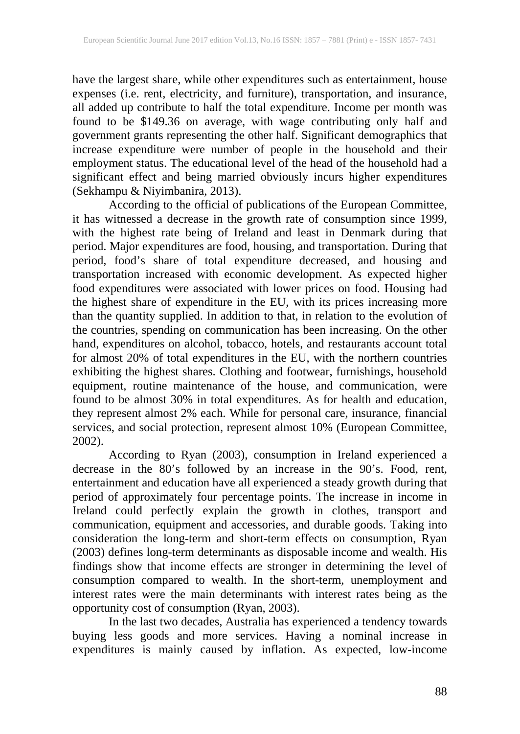have the largest share, while other expenditures such as entertainment, house expenses (i.e. rent, electricity, and furniture), transportation, and insurance, all added up contribute to half the total expenditure. Income per month was found to be $149.36 on average, with wage contributing only half and government grants representing the other half. Significant demographics that increase expenditure were number of people in the household and their employment status. The educational level of the head of the household had a significant effect and being married obviously incurs higher expenditures (Sekhampu & Niyimbanira, 2013).

According to the official of publications of the European Committee, it has witnessed a decrease in the growth rate of consumption since 1999, with the highest rate being of Ireland and least in Denmark during that period. Major expenditures are food, housing, and transportation. During that period, food's share of total expenditure decreased, and housing and transportation increased with economic development. As expected higher food expenditures were associated with lower prices on food. Housing had the highest share of expenditure in the EU, with its prices increasing more than the quantity supplied. In addition to that, in relation to the evolution of the countries, spending on communication has been increasing. On the other hand, expenditures on alcohol, tobacco, hotels, and restaurants account total for almost 20% of total expenditures in the EU, with the northern countries exhibiting the highest shares. Clothing and footwear, furnishings, household equipment, routine maintenance of the house, and communication, were found to be almost 30% in total expenditures. As for health and education, they represent almost 2% each. While for personal care, insurance, financial services, and social protection, represent almost 10% (European Committee, 2002).

According to Ryan (2003), consumption in Ireland experienced a decrease in the 80's followed by an increase in the 90's. Food, rent, entertainment and education have all experienced a steady growth during that period of approximately four percentage points. The increase in income in Ireland could perfectly explain the growth in clothes, transport and communication, equipment and accessories, and durable goods. Taking into consideration the long-term and short-term effects on consumption, Ryan (2003) defines long-term determinants as disposable income and wealth. His findings show that income effects are stronger in determining the level of consumption compared to wealth. In the short-term, unemployment and interest rates were the main determinants with interest rates being as the opportunity cost of consumption (Ryan, 2003).

In the last two decades, Australia has experienced a tendency towards buying less goods and more services. Having a nominal increase in expenditures is mainly caused by inflation. As expected, low-income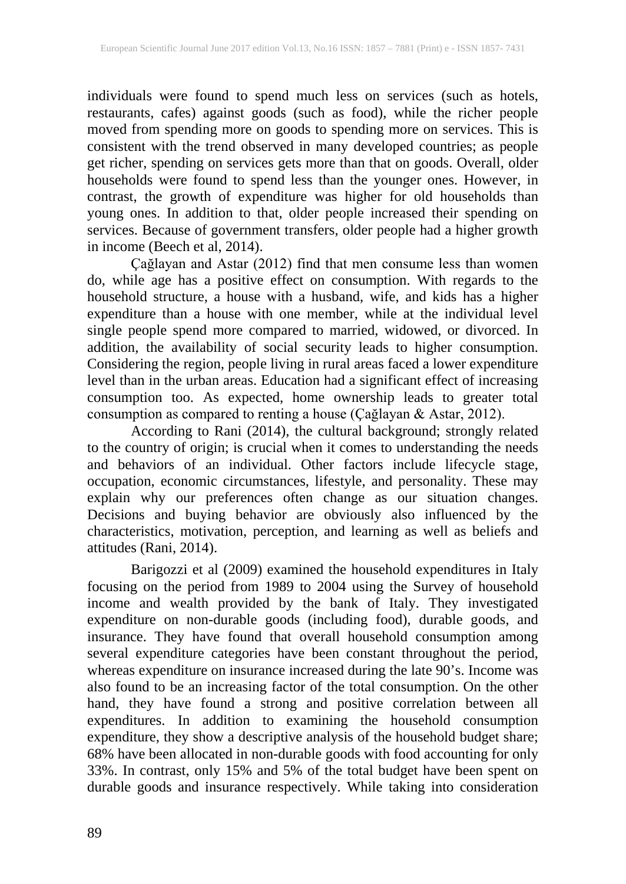individuals were found to spend much less on services (such as hotels, restaurants, cafes) against goods (such as food), while the richer people moved from spending more on goods to spending more on services. This is consistent with the trend observed in many developed countries; as people get richer, spending on services gets more than that on goods. Overall, older households were found to spend less than the younger ones. However, in contrast, the growth of expenditure was higher for old households than young ones. In addition to that, older people increased their spending on services. Because of government transfers, older people had a higher growth in income (Beech et al, 2014).

Çağlayan and Astar (2012) find that men consume less than women do, while age has a positive effect on consumption. With regards to the household structure, a house with a husband, wife, and kids has a higher expenditure than a house with one member, while at the individual level single people spend more compared to married, widowed, or divorced. In addition, the availability of social security leads to higher consumption. Considering the region, people living in rural areas faced a lower expenditure level than in the urban areas. Education had a significant effect of increasing consumption too. As expected, home ownership leads to greater total consumption as compared to renting a house (Çağlayan & Astar, 2012).

According to Rani (2014), the cultural background; strongly related to the country of origin; is crucial when it comes to understanding the needs and behaviors of an individual. Other factors include lifecycle stage, occupation, economic circumstances, lifestyle, and personality. These may explain why our preferences often change as our situation changes. Decisions and buying behavior are obviously also influenced by the characteristics, motivation, perception, and learning as well as beliefs and attitudes (Rani, 2014).

Barigozzi et al (2009) examined the household expenditures in Italy focusing on the period from 1989 to 2004 using the Survey of household income and wealth provided by the bank of Italy. They investigated expenditure on non-durable goods (including food), durable goods, and insurance. They have found that overall household consumption among several expenditure categories have been constant throughout the period, whereas expenditure on insurance increased during the late 90's. Income was also found to be an increasing factor of the total consumption. On the other hand, they have found a strong and positive correlation between all expenditures. In addition to examining the household consumption expenditure, they show a descriptive analysis of the household budget share; 68% have been allocated in non-durable goods with food accounting for only 33%. In contrast, only 15% and 5% of the total budget have been spent on durable goods and insurance respectively. While taking into consideration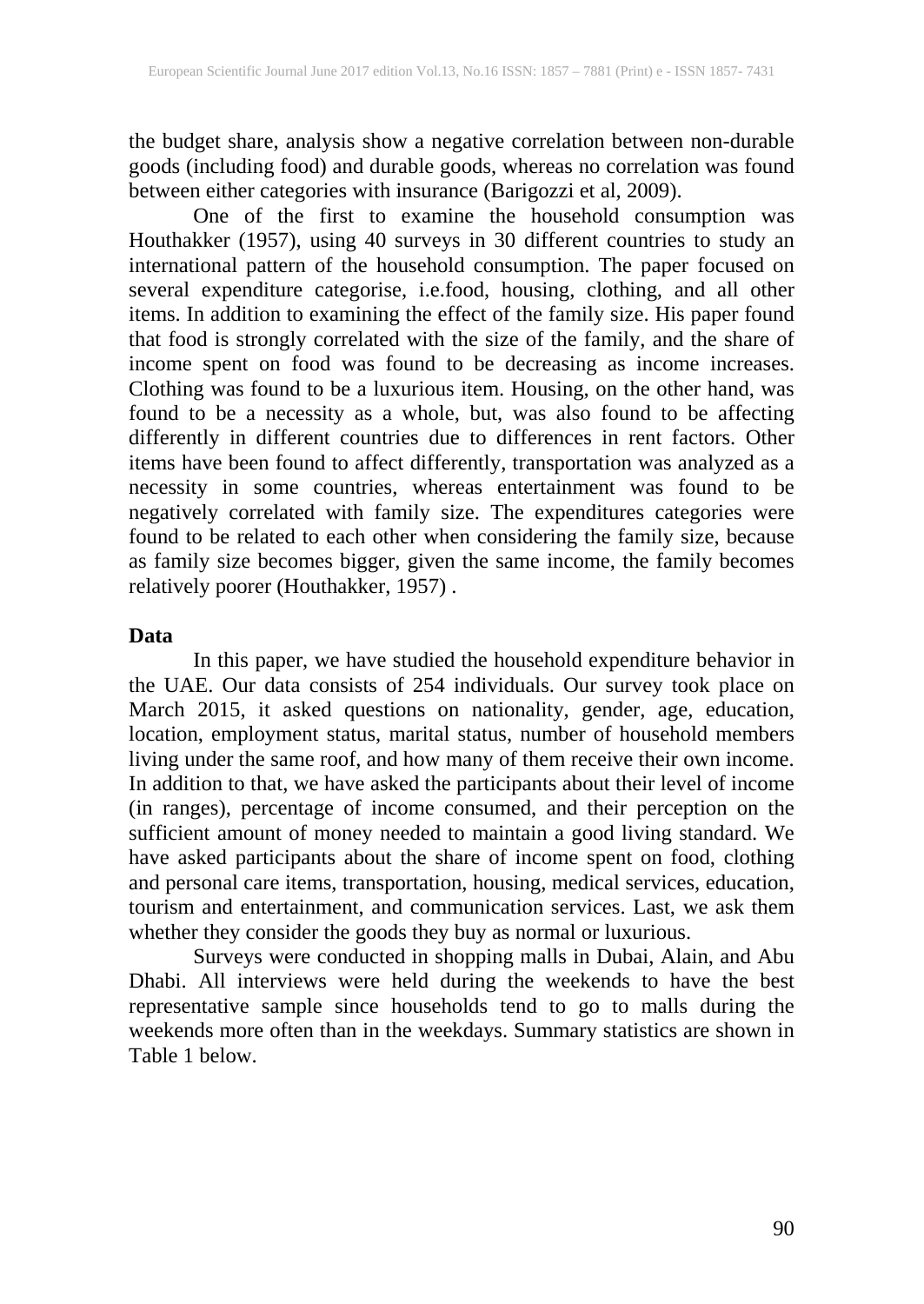the budget share, analysis show a negative correlation between non-durable goods (including food) and durable goods, whereas no correlation was found between either categories with insurance (Barigozzi et al, 2009).

One of the first to examine the household consumption was Houthakker (1957), using 40 surveys in 30 different countries to study an international pattern of the household consumption. The paper focused on several expenditure categorise, i.e.food, housing, clothing, and all other items. In addition to examining the effect of the family size. His paper found that food is strongly correlated with the size of the family, and the share of income spent on food was found to be decreasing as income increases. Clothing was found to be a luxurious item. Housing, on the other hand, was found to be a necessity as a whole, but, was also found to be affecting differently in different countries due to differences in rent factors. Other items have been found to affect differently, transportation was analyzed as a necessity in some countries, whereas entertainment was found to be negatively correlated with family size. The expenditures categories were found to be related to each other when considering the family size, because as family size becomes bigger, given the same income, the family becomes relatively poorer (Houthakker, 1957) .

## Data

In this paper, we have studied the household expenditure behavior in the UAE. Our data consists of 254 individuals. Our survey took place on March 2015, it asked questions on nationality, gender, age, education, location, employment status, marital status, number of household members living under the same roof, and how many of them receive their own income. In addition to that, we have asked the participants about their level of income (in ranges), percentage of income consumed, and their perception on the sufficient amount of money needed to maintain a good living standard. We have asked participants about the share of income spent on food, clothing and personal care items, transportation, housing, medical services, education, tourism and entertainment, and communication services. Last, we ask them whether they consider the goods they buy as normal or luxurious.

Surveys were conducted in shopping malls in Dubai, Alain, and Abu Dhabi. All interviews were held during the weekends to have the best representative sample since households tend to go to malls during the weekends more often than in the weekdays. Summary statistics are shown in Table 1 below.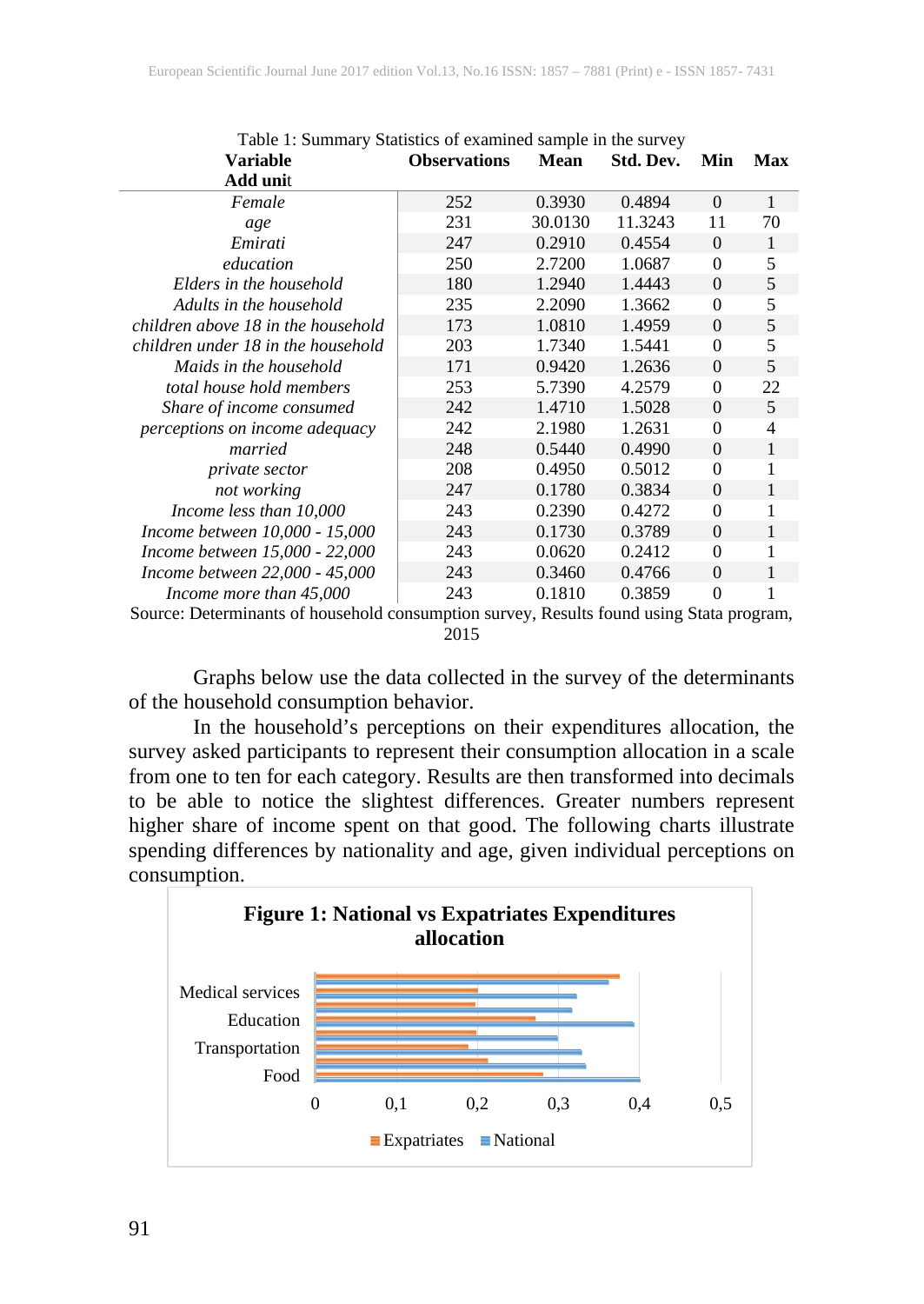Table 1: Summary Statistics of examined sample in the survey

| Variable Add unit | Observations | Mean | Std. Dev. | Min | Max |
|---|---|---|---|---|---|
| *Female* | 252 | 0.3930 | 0.4894 | 0 | 1 |
| *age* | 231 | 30.0130 | 11.3243 | 11 | 70 |
| *Emirati* | 247 | 0.2910 | 0.4554 | 0 | 1 |
| *education* | 250 | 2.7200 | 1.0687 | 0 | 5 |
| *Elders in the household* | 180 | 1.2940 | 1.4443 | 0 | 5 |
| *Adults in the household* | 235 | 2.2090 | 1.3662 | 0 | 5 |
| *children above 18 in the household* | 173 | 1.0810 | 1.4959 | 0 | 5 |
| *children under 18 in the household* | 203 | 1.7340 | 1.5441 | 0 | 5 |
| *Maids in the household* | 171 | 0.9420 | 1.2636 | 0 | 5 |
| *total house hold members* | 253 | 5.7390 | 4.2579 | 0 | 22 |
| *Share of income consumed* | 242 | 1.4710 | 1.5028 | 0 | 5 |
| *perceptions on income adequacy* | 242 | 2.1980 | 1.2631 | 0 | 4 |
| *married* | 248 | 0.5440 | 0.4990 | 0 | 1 |
| *private sector* | 208 | 0.4950 | 0.5012 | 0 | 1 |
| *not working* | 247 | 0.1780 | 0.3834 | 0 | 1 |
| *Income less than 10,000* | 243 | 0.2390 | 0.4272 | 0 | 1 |
| *Income between 10,000 - 15,000* | 243 | 0.1730 | 0.3789 | 0 | 1 |
| *Income between 15,000 - 22,000* | 243 | 0.0620 | 0.2412 | 0 | 1 |
| *Income between 22,000 - 45,000* | 243 | 0.3460 | 0.4766 | 0 | 1 |
| *Income more than 45,000* | 243 | 0.1810 | 0.3859 | 0 | 1 |

Source: Determinants of household consumption survey, Results found using Stata program, 2015

Graphs below use the data collected in the survey of the determinants of the household consumption behavior.

In the household's perceptions on their expenditures allocation, the survey asked participants to represent their consumption allocation in a scale from one to ten for each category. Results are then transformed into decimals to be able to notice the slightest differences. Greater numbers represent higher share of income spent on that good. The following charts illustrate spending differences by nationality and age, given individual perceptions on consumption.

**Figure 1: National vs Expatriates Expenditures allocation**

Medical services
Education
Transportation
Food

0 0,1 0,2 0,3 0,4 0,5

Expatriates National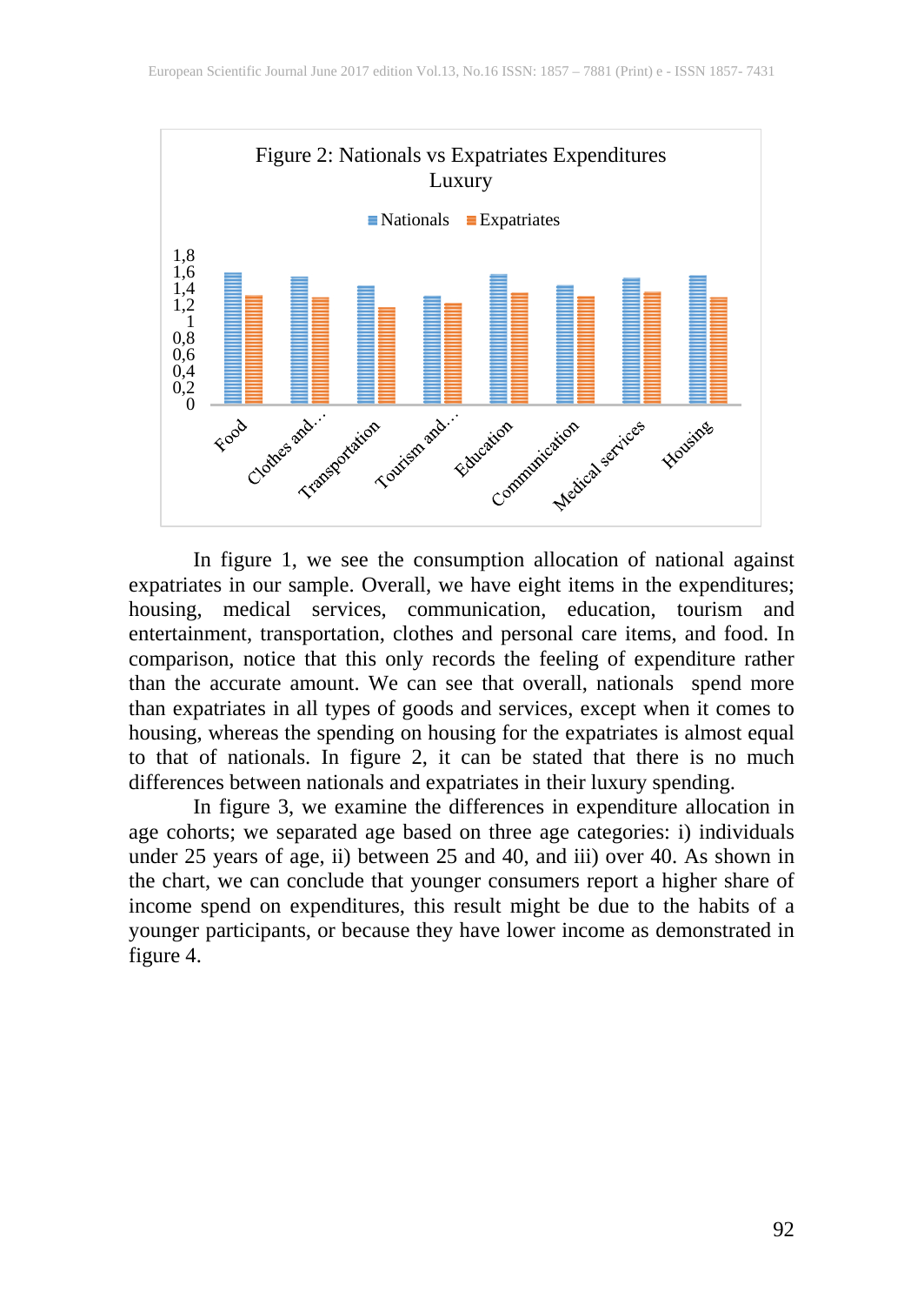Figure 2: Nationals vs Expatriates Expenditures Luxury

Nationals
Expatriates

1,8
1,6
1,4
1,2
1
0,8
0,6
0,4
0,2
0

Food
Clothes and…
Transportation
Tourism and…
Education
Communication
Medical services
Housing

In figure 1, we see the consumption allocation of national against expatriates in our sample. Overall, we have eight items in the expenditures; housing, medical services, communication, education, tourism and entertainment, transportation, clothes and personal care items, and food. In comparison, notice that this only records the feeling of expenditure rather than the accurate amount. We can see that overall, nationals spend more than expatriates in all types of goods and services, except when it comes to housing, whereas the spending on housing for the expatriates is almost equal to that of nationals. In figure 2, it can be stated that there is no much differences between nationals and expatriates in their luxury spending.

In figure 3, we examine the differences in expenditure allocation in age cohorts; we separated age based on three age categories: i) individuals under 25 years of age, ii) between 25 and 40, and iii) over 40. As shown in the chart, we can conclude that younger consumers report a higher share of income spend on expenditures, this result might be due to the habits of a younger participants, or because they have lower income as demonstrated in figure 4.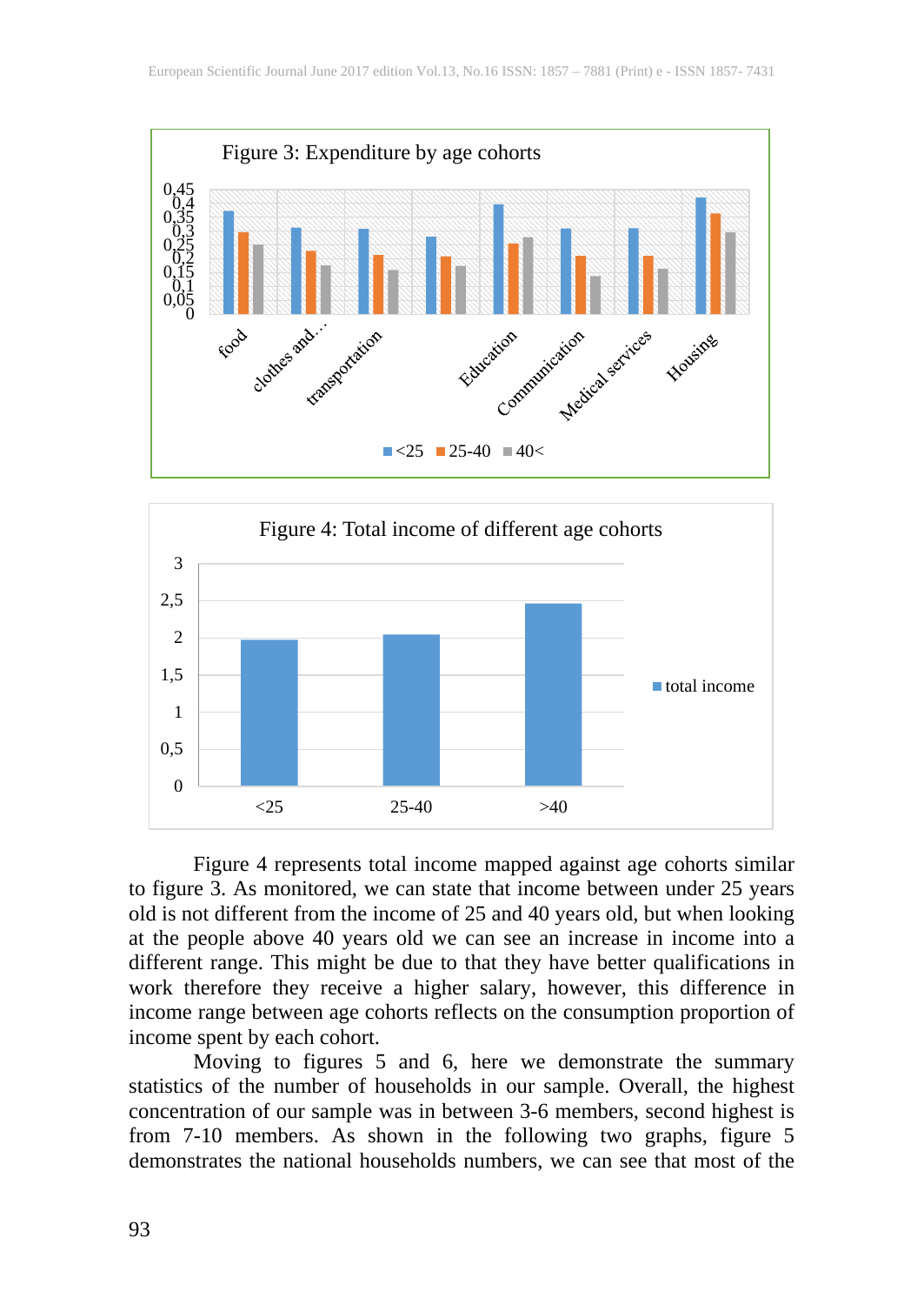Figure 3: Expenditure by age cohorts

0,45
0,4
0,35
0,3
0,25
0,2
0,15
0,1
0,05
0

food
clothes and…
transportation
Education
Communication
Medical services
Housing

<25 25-40 40<

Figure 4: Total income of different age cohorts

3
2,5
2
1,5
1
0,5
0

<25
25-40
>40

total income

Figure 4 represents total income mapped against age cohorts similar to figure 3. As monitored, we can state that income between under 25 years old is not different from the income of 25 and 40 years old, but when looking at the people above 40 years old we can see an increase in income into a different range. This might be due to that they have better qualifications in work therefore they receive a higher salary, however, this difference in income range between age cohorts reflects on the consumption proportion of income spent by each cohort.

Moving to figures 5 and 6, here we demonstrate the summary statistics of the number of households in our sample. Overall, the highest concentration of our sample was in between 3-6 members, second highest is from 7-10 members. As shown in the following two graphs, figure 5 demonstrates the national households numbers, we can see that most of the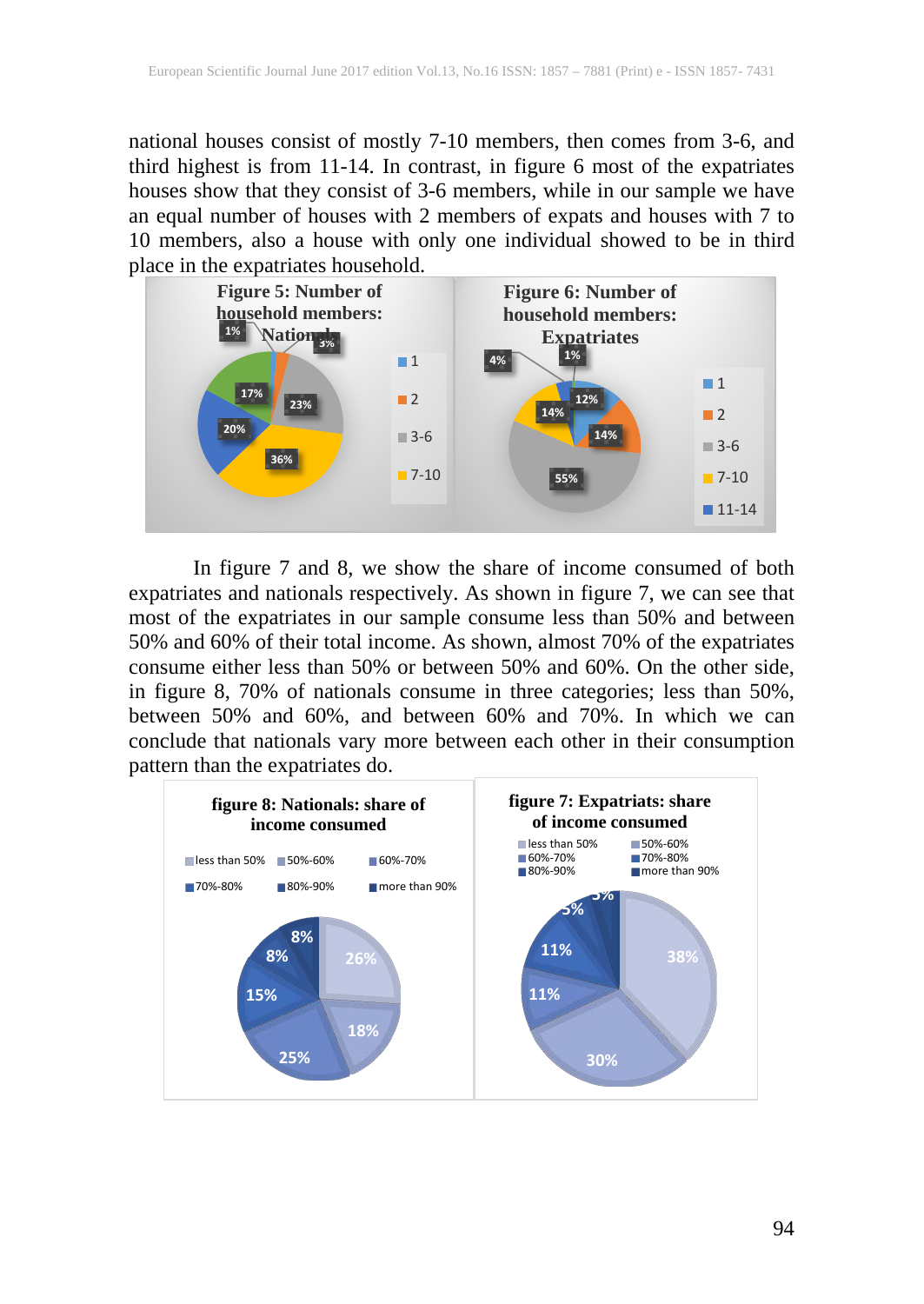national houses consist of mostly 7-10 members, then comes from 3-6, and third highest is from 11-14. In contrast, in figure 6 most of the expatriates houses show that they consist of 3-6 members, while in our sample we have an equal number of houses with 2 members of expats and houses with 7 to 10 members, also a house with only one individual showed to be in third place in the expatriates household.

**Figure 5: Number of household members: Nationals**

1%
3%
23%
36%
20%
17%

1
2
3-6
7-10

**Figure 6: Number of household members: Expatriates**

4%
1%
12%
14%
55%
14%

1
2
3-6
7-10
11-14

In figure 7 and 8, we show the share of income consumed of both expatriates and nationals respectively. As shown in figure 7, we can see that most of the expatriates in our sample consume less than 50% and between 50% and 60% of their total income. As shown, almost 70% of the expatriates consume either less than 50% or between 50% and 60%. On the other side, in figure 8, 70% of nationals consume in three categories; less than 50%, between 50% and 60%, and between 60% and 70%. In which we can conclude that nationals vary more between each other in their consumption pattern than the expatriates do.

**figure 8: Nationals: share of income consumed**

less than 50%
50%-60%
60%-70%
70%-80%
80%-90%
more than 90%

8%
8%
26%
15%
18%
25%

**figure 7: Expatriats: share of income consumed**

less than 50%
50%-60%
60%-70%
70%-80%
80%-90%
more than 90%

5%
5%
11%
38%
11%
30%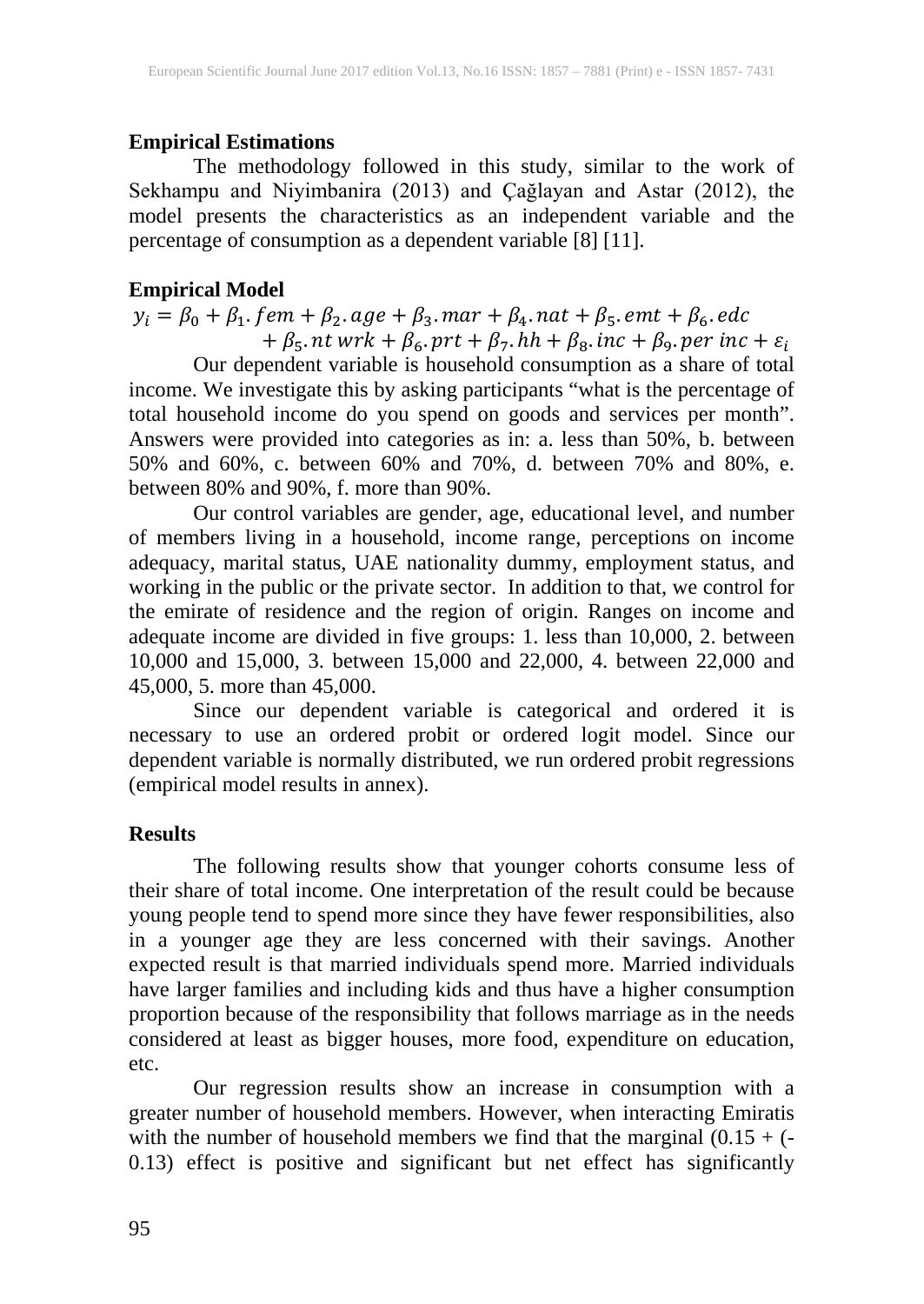### Empirical Estimations

The methodology followed in this study, similar to the work of Sekhampu and Niyimbanira (2013) and Çağlayan and Astar (2012), the model presents the characteristics as an independent variable and the percentage of consumption as a dependent variable [8] [11].

### Empirical Model

$$y_i = \beta_0 + \beta_1 . fem + \beta_2 . age + \beta_3 . mar + \beta_4 . nat + \beta_5 . emt + \beta_6 . edc + \beta_5 . nt\, wrk + \beta_6 . prt + \beta_7 . hh + \beta_8 . inc + \beta_9 . per\, inc + \varepsilon_i$$

Our dependent variable is household consumption as a share of total income. We investigate this by asking participants "what is the percentage of total household income do you spend on goods and services per month". Answers were provided into categories as in: a. less than 50%, b. between 50% and 60%, c. between 60% and 70%, d. between 70% and 80%, e. between 80% and 90%, f. more than 90%.

Our control variables are gender, age, educational level, and number of members living in a household, income range, perceptions on income adequacy, marital status, UAE nationality dummy, employment status, and working in the public or the private sector. In addition to that, we control for the emirate of residence and the region of origin. Ranges on income and adequate income are divided in five groups: 1. less than 10,000, 2. between 10,000 and 15,000, 3. between 15,000 and 22,000, 4. between 22,000 and 45,000, 5. more than 45,000.

Since our dependent variable is categorical and ordered it is necessary to use an ordered probit or ordered logit model. Since our dependent variable is normally distributed, we run ordered probit regressions (empirical model results in annex).

### Results

The following results show that younger cohorts consume less of their share of total income. One interpretation of the result could be because young people tend to spend more since they have fewer responsibilities, also in a younger age they are less concerned with their savings. Another expected result is that married individuals spend more. Married individuals have larger families and including kids and thus have a higher consumption proportion because of the responsibility that follows marriage as in the needs considered at least as bigger houses, more food, expenditure on education, etc.

Our regression results show an increase in consumption with a greater number of household members. However, when interacting Emiratis with the number of household members we find that the marginal (0.15 + (-0.13) effect is positive and significant but net effect has significantly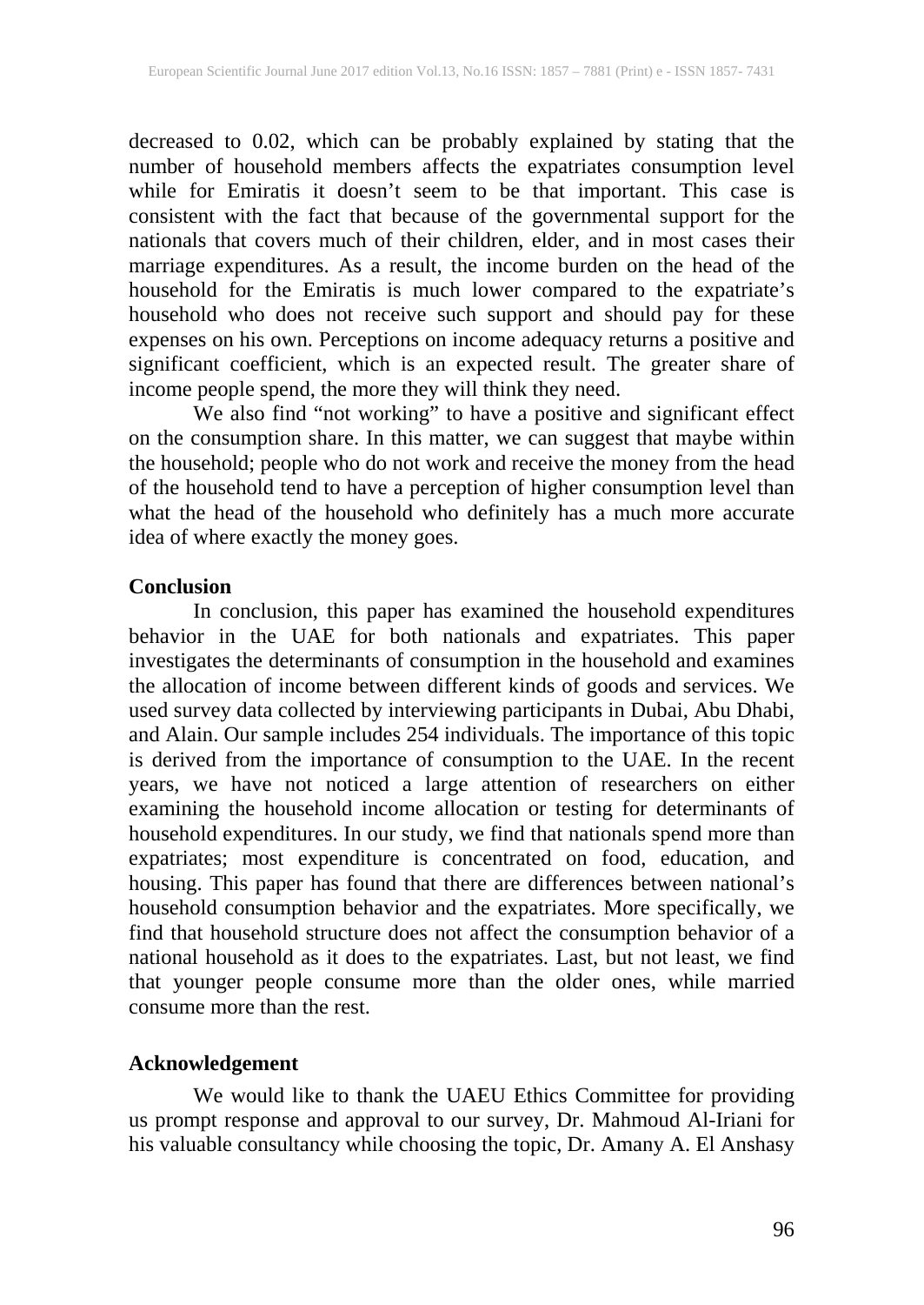decreased to 0.02, which can be probably explained by stating that the number of household members affects the expatriates consumption level while for Emiratis it doesn't seem to be that important. This case is consistent with the fact that because of the governmental support for the nationals that covers much of their children, elder, and in most cases their marriage expenditures. As a result, the income burden on the head of the household for the Emiratis is much lower compared to the expatriate's household who does not receive such support and should pay for these expenses on his own. Perceptions on income adequacy returns a positive and significant coefficient, which is an expected result. The greater share of income people spend, the more they will think they need.

We also find "not working" to have a positive and significant effect on the consumption share. In this matter, we can suggest that maybe within the household; people who do not work and receive the money from the head of the household tend to have a perception of higher consumption level than what the head of the household who definitely has a much more accurate idea of where exactly the money goes.

## Conclusion

In conclusion, this paper has examined the household expenditures behavior in the UAE for both nationals and expatriates. This paper investigates the determinants of consumption in the household and examines the allocation of income between different kinds of goods and services. We used survey data collected by interviewing participants in Dubai, Abu Dhabi, and Alain. Our sample includes 254 individuals. The importance of this topic is derived from the importance of consumption to the UAE. In the recent years, we have not noticed a large attention of researchers on either examining the household income allocation or testing for determinants of household expenditures. In our study, we find that nationals spend more than expatriates; most expenditure is concentrated on food, education, and housing. This paper has found that there are differences between national's household consumption behavior and the expatriates. More specifically, we find that household structure does not affect the consumption behavior of a national household as it does to the expatriates. Last, but not least, we find that younger people consume more than the older ones, while married consume more than the rest.

## Acknowledgement

We would like to thank the UAEU Ethics Committee for providing us prompt response and approval to our survey, Dr. Mahmoud Al-Iriani for his valuable consultancy while choosing the topic, Dr. Amany A. El Anshasy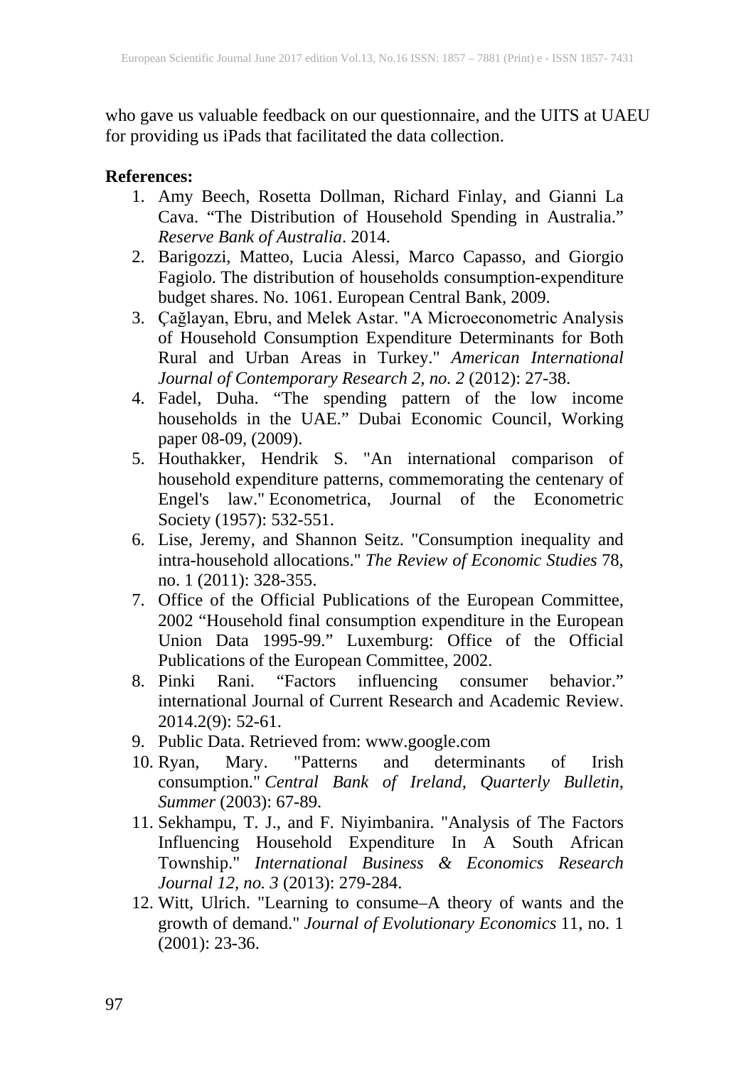who gave us valuable feedback on our questionnaire, and the UITS at UAEU for providing us iPads that facilitated the data collection.

**References:**

1. Amy Beech, Rosetta Dollman, Richard Finlay, and Gianni La Cava. "The Distribution of Household Spending in Australia." *Reserve Bank of Australia*. 2014.
2. Barigozzi, Matteo, Lucia Alessi, Marco Capasso, and Giorgio Fagiolo. The distribution of households consumption-expenditure budget shares. No. 1061. European Central Bank, 2009.
3. Çağlayan, Ebru, and Melek Astar. "A Microeconometric Analysis of Household Consumption Expenditure Determinants for Both Rural and Urban Areas in Turkey." *American International Journal of Contemporary Research 2, no. 2* (2012): 27-38.
4. Fadel, Duha. "The spending pattern of the low income households in the UAE." Dubai Economic Council, Working paper 08-09, (2009).
5. Houthakker, Hendrik S. "An international comparison of household expenditure patterns, commemorating the centenary of Engel's law." Econometrica, Journal of the Econometric Society (1957): 532-551.
6. Lise, Jeremy, and Shannon Seitz. "Consumption inequality and intra-household allocations." *The Review of Economic Studies* 78, no. 1 (2011): 328-355.
7. Office of the Official Publications of the European Committee, 2002 "Household final consumption expenditure in the European Union Data 1995-99." Luxemburg: Office of the Official Publications of the European Committee, 2002.
8. Pinki Rani. "Factors influencing consumer behavior." international Journal of Current Research and Academic Review. 2014.2(9): 52-61.
9. Public Data. Retrieved from: www.google.com
10. Ryan, Mary. "Patterns and determinants of Irish consumption." *Central Bank of Ireland, Quarterly Bulletin, Summer* (2003): 67-89.
11. Sekhampu, T. J., and F. Niyimbanira. "Analysis of The Factors Influencing Household Expenditure In A South African Township." *International Business & Economics Research Journal 12, no. 3* (2013): 279-284.
12. Witt, Ulrich. "Learning to consume–A theory of wants and the growth of demand." *Journal of Evolutionary Economics* 11, no. 1 (2001): 23-36.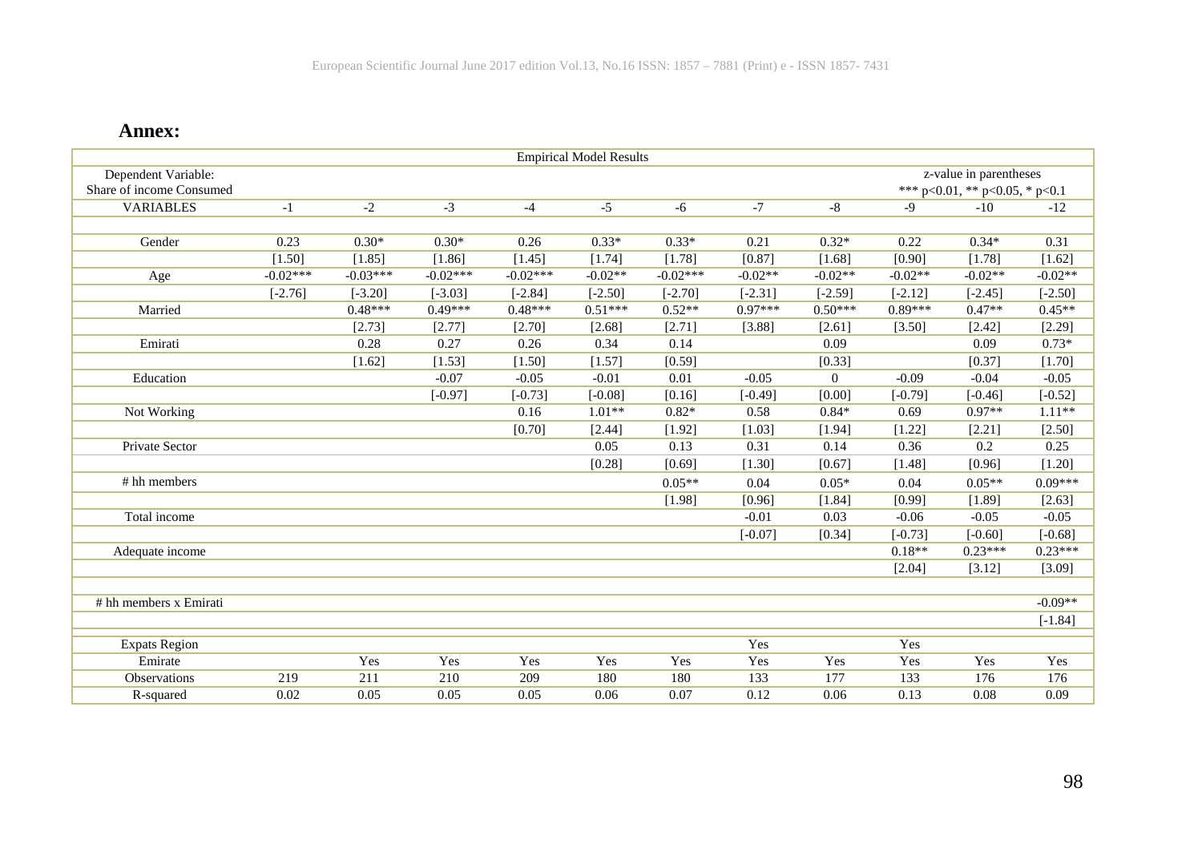## Annex:

| Empirical Model Results | | | | | | | | | | | |
|---|---|---|---|---|---|---|---|---|---|---|---|
| Dependent Variable: Share of income Consumed | | | | | | | | | z-value in parentheses *** p<0.01, ** p<0.05, * p<0.1 | | |
| VARIABLES | -1 | -2 | -3 | -4 | -5 | -6 | -7 | -8 | -9 | -10 | -12 |
| Gender | 0.23 | 0.30* | 0.30* | 0.26 | 0.33* | 0.33* | 0.21 | 0.32* | 0.22 | 0.34* | 0.31 |
| | [1.50] | [1.85] | [1.86] | [1.45] | [1.74] | [1.78] | [0.87] | [1.68] | [0.90] | [1.78] | [1.62] |
| Age | -0.02*** | -0.03*** | -0.02*** | -0.02*** | -0.02** | -0.02*** | -0.02** | -0.02** | -0.02** | -0.02** | -0.02** |
| | [-2.76] | [-3.20] | [-3.03] | [-2.84] | [-2.50] | [-2.70] | [-2.31] | [-2.59] | [-2.12] | [-2.45] | [-2.50] |
| Married | | 0.48*** | 0.49*** | 0.48*** | 0.51*** | 0.52** | 0.97*** | 0.50*** | 0.89*** | 0.47** | 0.45** |
| | | [2.73] | [2.77] | [2.70] | [2.68] | [2.71] | [3.88] | [2.61] | [3.50] | [2.42] | [2.29] |
| Emirati | | 0.28 | 0.27 | 0.26 | 0.34 | 0.14 | | 0.09 | | 0.09 | 0.73* |
| | | [1.62] | [1.53] | [1.50] | [1.57] | [0.59] | | [0.33] | | [0.37] | [1.70] |
| Education | | | -0.07 | -0.05 | -0.01 | 0.01 | -0.05 | 0 | -0.09 | -0.04 | -0.05 |
| | | | [-0.97] | [-0.73] | [-0.08] | [0.16] | [-0.49] | [0.00] | [-0.79] | [-0.46] | [-0.52] |
| Not Working | | | | 0.16 | 1.01** | 0.82* | 0.58 | 0.84* | 0.69 | 0.97** | 1.11** |
| | | | | [0.70] | [2.44] | [1.92] | [1.03] | [1.94] | [1.22] | [2.21] | [2.50] |
| Private Sector | | | | | 0.05 | 0.13 | 0.31 | 0.14 | 0.36 | 0.2 | 0.25 |
| | | | | | [0.28] | [0.69] | [1.30] | [0.67] | [1.48] | [0.96] | [1.20] |
| # hh members | | | | | | 0.05** | 0.04 | 0.05* | 0.04 | 0.05** | 0.09*** |
| | | | | | | [1.98] | [0.96] | [1.84] | [0.99] | [1.89] | [2.63] |
| Total income | | | | | | | -0.01 | 0.03 | -0.06 | -0.05 | -0.05 |
| | | | | | | | [-0.07] | [0.34] | [-0.73] | [-0.60] | [-0.68] |
| Adequate income | | | | | | | | | 0.18** | 0.23*** | 0.23*** |
| | | | | | | | | | [2.04] | [3.12] | [3.09] |
| # hh members x Emirati | | | | | | | | | | | -0.09** |
| | | | | | | | | | | | [-1.84] |
| Expats Region | | | | | | | Yes | | Yes | | |
| Emirate | | Yes | Yes | Yes | Yes | Yes | Yes | Yes | Yes | Yes | Yes |
| Observations | 219 | 211 | 210 | 209 | 180 | 180 | 133 | 177 | 133 | 176 | 176 |
| R-squared | 0.02 | 0.05 | 0.05 | 0.05 | 0.06 | 0.07 | 0.12 | 0.06 | 0.13 | 0.08 | 0.09 |